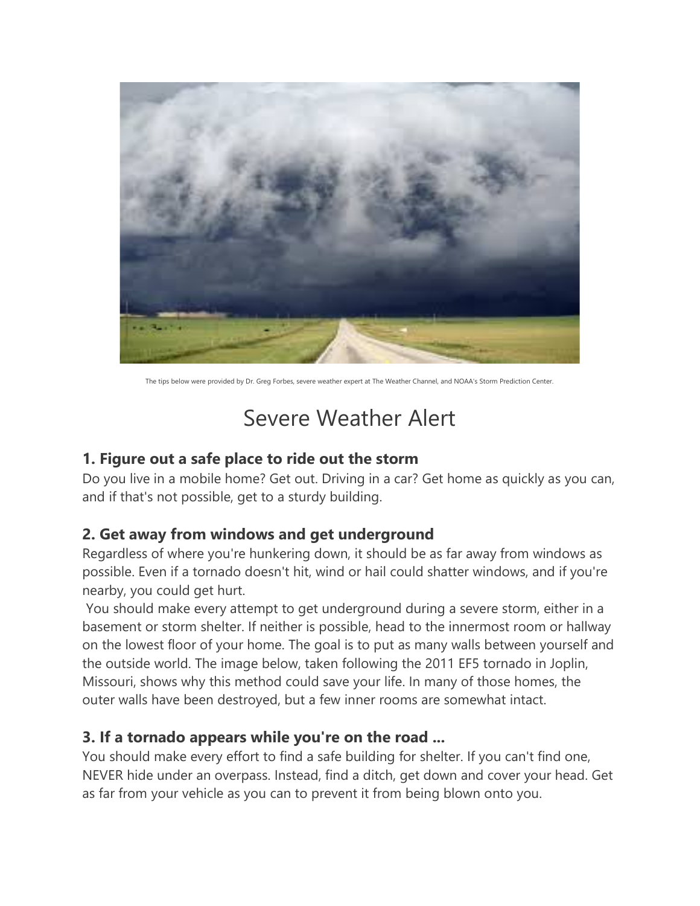The tips below were provided by Dr. Greg Forbes, severe weather expert at The Weather Channel, and NOAA's Storm Prediction Center.

# Severe Weather Alert

### 1. Figure out a safe place to ride out the storm

Do you live in a mobile home? Get out. Driving in a car? Get home as quickly as you can, and if that's not possible, get to a sturdy building.

### 2. Get away from windows and get underground

Regardless of where you're hunkering down, it should be as far away from windows as possible. Even if a tornado doesn't hit, wind or hail could shatter windows, and if you're nearby, you could get hurt.

You should make every attempt to get underground during a severe storm, either in a basement or storm shelter. If neither is possible, head to the innermost room or hallway on the lowest floor of your home. The goal is to put as many walls between yourself and the outside world. The image below, taken following the 2011 EF5 tornado in Joplin, Missouri, shows why this method could save your life. In many of those homes, the outer walls have been destroyed, but a few inner rooms are somewhat intact.

### 3. If a tornado appears while you're on the road ...

You should make every effort to find a safe building for shelter. If you can't find one, NEVER hide under an overpass. Instead, find a ditch, get down and cover your head. Get as far from your vehicle as you can to prevent it from being blown onto you.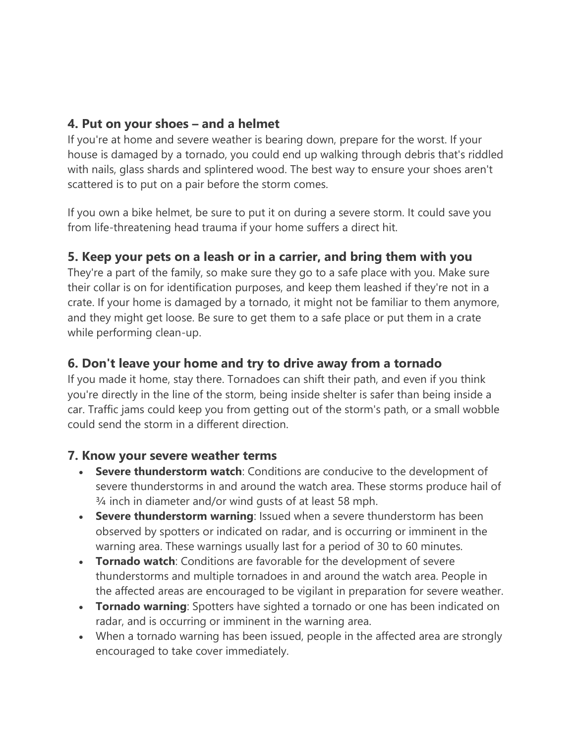### 4. Put on your shoes – and a helmet

If you're at home and severe weather is bearing down, prepare for the worst. If your house is damaged by a tornado, you could end up walking through debris that's riddled with nails, glass shards and splintered wood. The best way to ensure your shoes aren't scattered is to put on a pair before the storm comes.

If you own a bike helmet, be sure to put it on during a severe storm. It could save you from life-threatening head trauma if your home suffers a direct hit.

### 5. Keep your pets on a leash or in a carrier, and bring them with you

They're a part of the family, so make sure they go to a safe place with you. Make sure their collar is on for identification purposes, and keep them leashed if they're not in a crate. If your home is damaged by a tornado, it might not be familiar to them anymore, and they might get loose. Be sure to get them to a safe place or put them in a crate while performing clean-up.

### 6. Don't leave your home and try to drive away from a tornado

If you made it home, stay there. Tornadoes can shift their path, and even if you think you're directly in the line of the storm, being inside shelter is safer than being inside a car. Traffic jams could keep you from getting out of the storm's path, or a small wobble could send the storm in a different direction.

### 7. Know your severe weather terms

- **Severe thunderstorm watch**: Conditions are conducive to the development of severe thunderstorms in and around the watch area. These storms produce hail of ¾ inch in diameter and/or wind gusts of at least 58 mph.
- **Severe thunderstorm warning**: Issued when a severe thunderstorm has been observed by spotters or indicated on radar, and is occurring or imminent in the warning area. These warnings usually last for a period of 30 to 60 minutes.
- **Tornado watch**: Conditions are favorable for the development of severe thunderstorms and multiple tornadoes in and around the watch area. People in the affected areas are encouraged to be vigilant in preparation for severe weather.
- **Tornado warning**: Spotters have sighted a tornado or one has been indicated on radar, and is occurring or imminent in the warning area.
- When a tornado warning has been issued, people in the affected area are strongly encouraged to take cover immediately.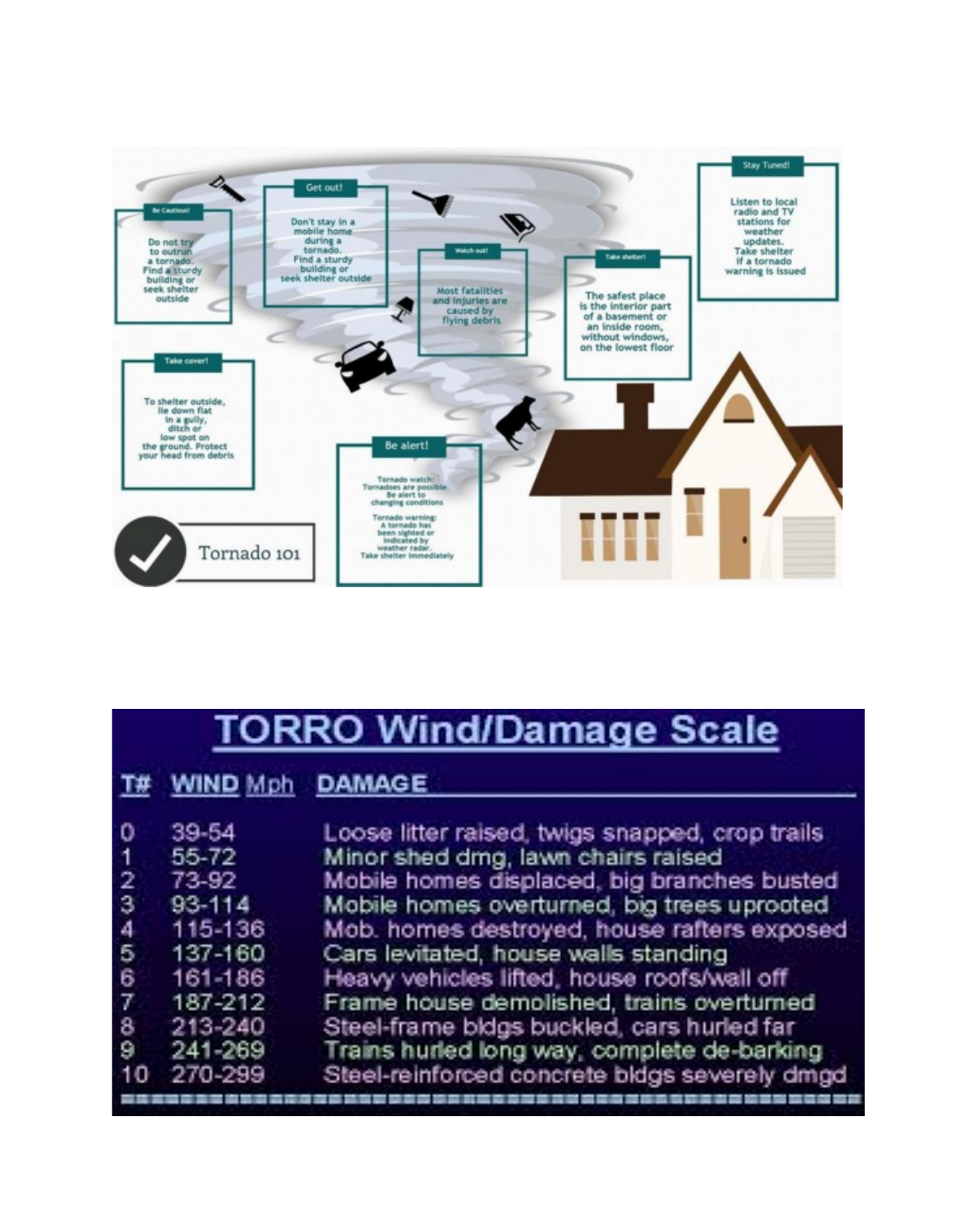## Tornado 101

**Be Cautious!**

Do not try to outrun a tornado. Find a sturdy building or seek shelter outside

**Get out!**

Don't stay in a mobile home during a tornado. Find a sturdy building or seek shelter outside

**Watch out!**

Most fatalities and injuries are caused by flying debris

**Take shelter!**

The safest place is the interior part of a basement or an inside room, without windows, on the lowest floor

**Stay Tuned!**

Listen to local radio and TV stations for weather updates. Take shelter if a tornado warning is issued

**Take cover!**

To shelter outside, lie down flat in a gully, ditch or low spot on the ground. Protect your head from debris

**Be alert!**

Tornado watch: Tornadoes are possible. Be alert to changing conditions

Tornado warning: A tornado has been sighted or indicated by weather radar. Take shelter immediately

## TORRO Wind/Damage Scale

| T# | WIND Mph | DAMAGE |
|---|---|---|
| 0 | 39-54 | Loose litter raised, twigs snapped, crop trails |
| 1 | 55-72 | Minor shed dmg, lawn chairs raised |
| 2 | 73-92 | Mobile homes displaced, big branches busted |
| 3 | 93-114 | Mobile homes overturned, big trees uprooted |
| 4 | 115-136 | Mob. homes destroyed, house rafters exposed |
| 5 | 137-160 | Cars levitated, house walls standing |
| 6 | 161-186 | Heavy vehicles lifted, house roofs/wall off |
| 7 | 187-212 | Frame house demolished, trains overturned |
| 8 | 213-240 | Steel-frame bldgs buckled, cars hurled far |
| 9 | 241-269 | Trains hurled long way, complete de-barking |
| 10 | 270-299 | Steel-reinforced concrete bldgs severely dmgd |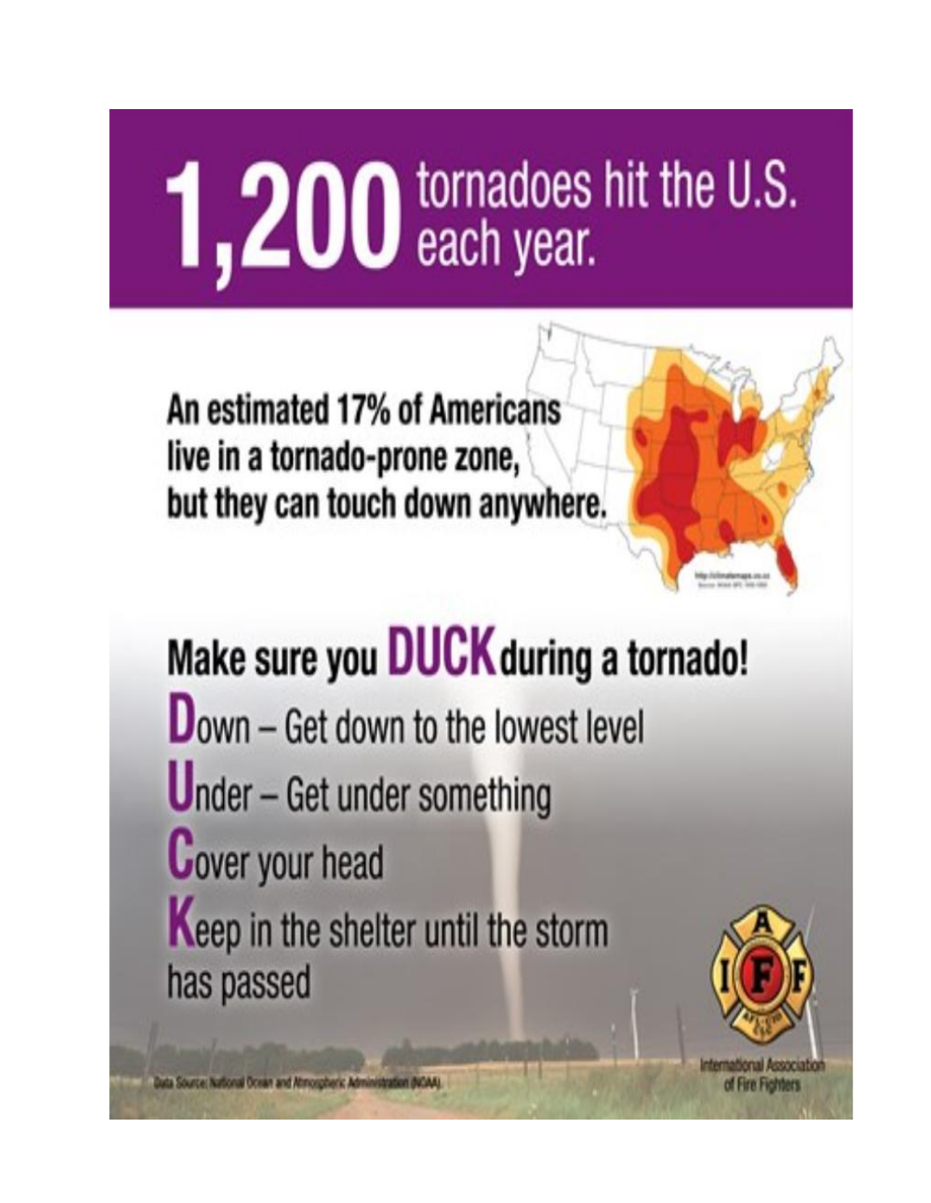# 1,200 tornadoes hit the U.S. each year.

**An estimated 17% of Americans live in a tornado-prone zone, but they can touch down anywhere.**

## Make sure you DUCK during a tornado!

**D**own – Get down to the lowest level

**U**nder – Get under something

**C**over your head

**K**eep in the shelter until the storm has passed

Data Source: National Ocean and Atmospheric Administration (NOAA)

International Association of Fire Fighters